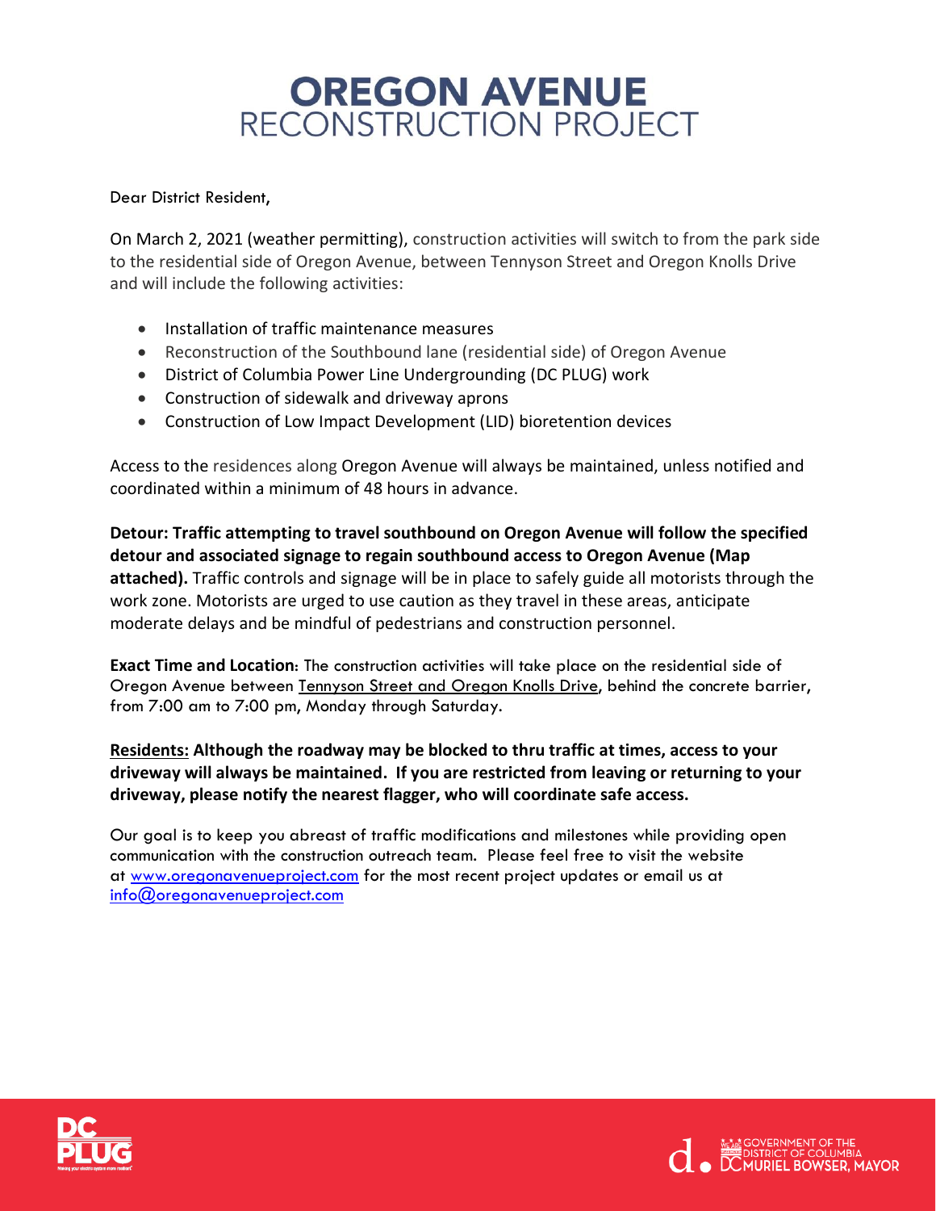# OREGON AVENUE
## RECONSTRUCTION PROJECT

Dear District Resident,

On March 2, 2021 (weather permitting), construction activities will switch to from the park side to the residential side of Oregon Avenue, between Tennyson Street and Oregon Knolls Drive and will include the following activities:

- Installation of traffic maintenance measures
- Reconstruction of the Southbound lane (residential side) of Oregon Avenue
- District of Columbia Power Line Undergrounding (DC PLUG) work
- Construction of sidewalk and driveway aprons
- Construction of Low Impact Development (LID) bioretention devices

Access to the residences along Oregon Avenue will always be maintained, unless notified and coordinated within a minimum of 48 hours in advance.

**Detour: Traffic attempting to travel southbound on Oregon Avenue will follow the specified detour and associated signage to regain southbound access to Oregon Avenue (Map attached).** Traffic controls and signage will be in place to safely guide all motorists through the work zone. Motorists are urged to use caution as they travel in these areas, anticipate moderate delays and be mindful of pedestrians and construction personnel.

**Exact Time and Location:** The construction activities will take place on the residential side of Oregon Avenue between Tennyson Street and Oregon Knolls Drive, behind the concrete barrier, from 7:00 am to 7:00 pm, Monday through Saturday.

**Residents: Although the roadway may be blocked to thru traffic at times, access to your driveway will always be maintained. If you are restricted from leaving or returning to your driveway, please notify the nearest flagger, who will coordinate safe access.**

Our goal is to keep you abreast of traffic modifications and milestones while providing open communication with the construction outreach team. Please feel free to visit the website at www.oregonavenueproject.com for the most recent project updates or email us at info@oregonavenueproject.com

DC PLUG

GOVERNMENT OF THE DISTRICT OF COLUMBIA
DC MURIEL BOWSER, MAYOR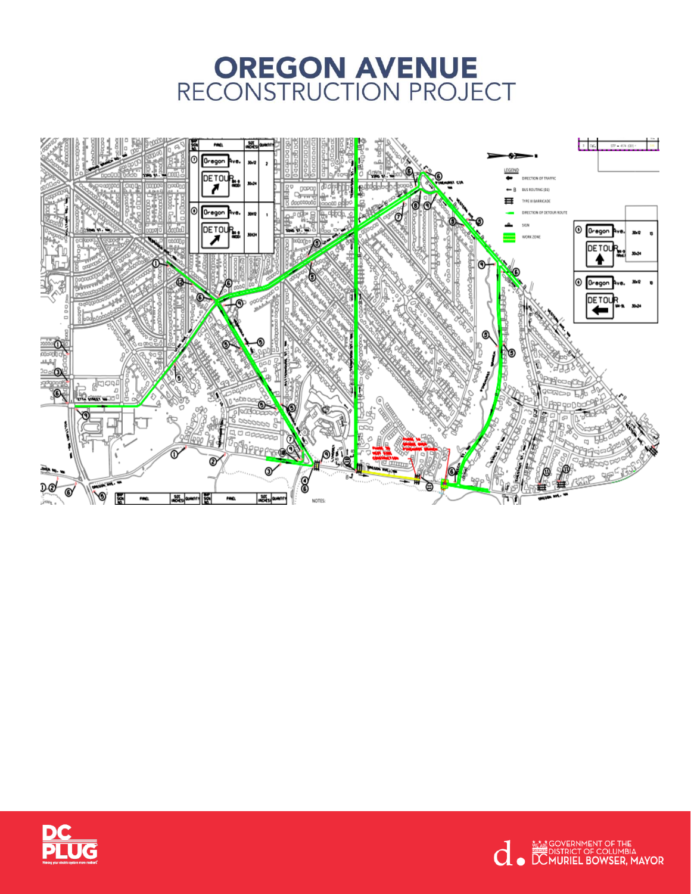# OREGON AVENUE
## RECONSTRUCTION PROJECT

LEGEND

DIRECTION OF TRAFFIC

BUS ROUTING (EG)

TYPE III BARRICADE

DIRECTION OF DETOUR ROUTE

SIGN

WORK ZONE

| SIGN NO. | PANEL | SIZE (INCHES) | QUANTITY |
|---|---|---|---|
| 7 | Oregon Ave. | 30x12 | 2 |
| | DETOUR M4-9 (MOD) | 30x24 | |
| 8 | Oregon Ave. | 30x12 | 1 |
| | DETOUR M4-9 (MOD) | 30x24 | |
| 5 | Oregon Ave. | 30x12 | 13 |
| | DETOUR M4-9 (MOD) | 30x24 | |
| 6 | Oregon Ave. | 30x12 | 10 |
| | DETOUR M4-9L | 30x24 | |

NOTES:

DC PLUG

GOVERNMENT OF THE DISTRICT OF COLUMBIA

MURIEL BOWSER, MAYOR